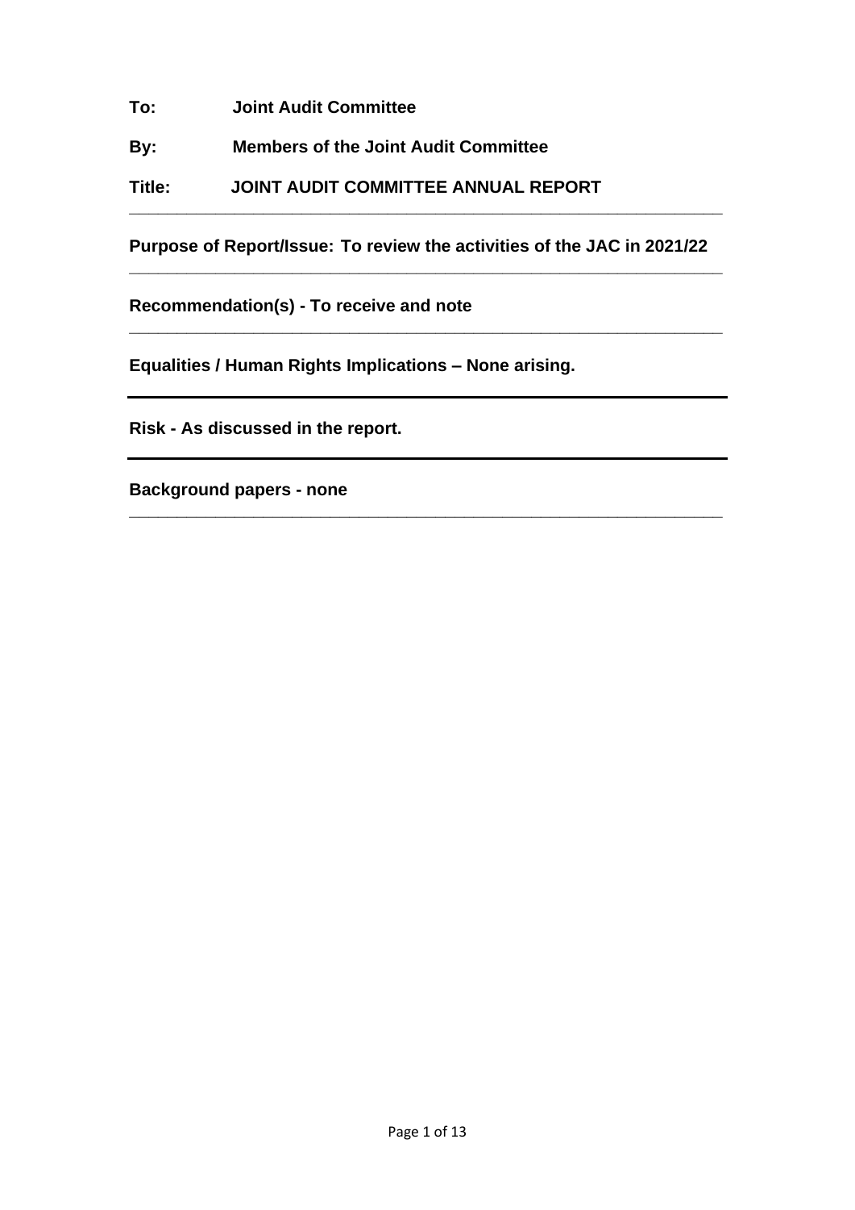**To:** Joint Audit Committee

**By:** Members of the Joint Audit Committee

**Title:** JOINT AUDIT COMMITTEE ANNUAL REPORT

---

**Purpose of Report/Issue: To review the activities of the JAC in 2021/22**

---

**Recommendation(s) - To receive and note**

---

**Equalities / Human Rights Implications – None arising.**

---

**Risk - As discussed in the report.**

---

**Background papers - none**

---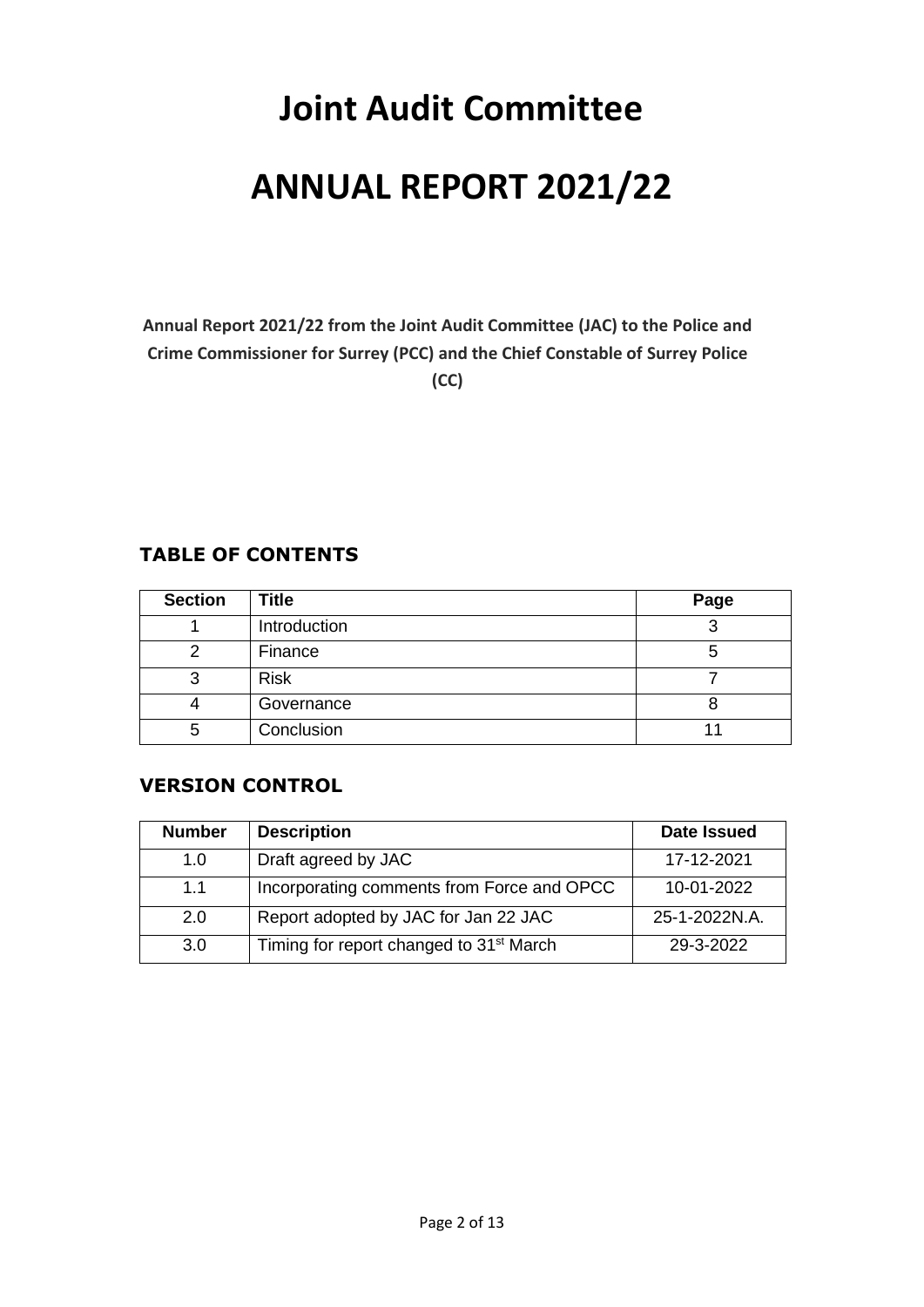# Joint Audit Committee

# ANNUAL REPORT 2021/22

**Annual Report 2021/22 from the Joint Audit Committee (JAC) to the Police and Crime Commissioner for Surrey (PCC) and the Chief Constable of Surrey Police (CC)**

## TABLE OF CONTENTS

| Section | Title | Page |
|---|---|---|
| 1 | Introduction | 3 |
| 2 | Finance | 5 |
| 3 | Risk | 7 |
| 4 | Governance | 8 |
| 5 | Conclusion | 11 |

## VERSION CONTROL

| Number | Description | Date Issued |
|---|---|---|
| 1.0 | Draft agreed by JAC | 17-12-2021 |
| 1.1 | Incorporating comments from Force and OPCC | 10-01-2022 |
| 2.0 | Report adopted by JAC for Jan 22 JAC | 25-1-2022N.A. |
| 3.0 | Timing for report changed to 31st March | 29-3-2022 |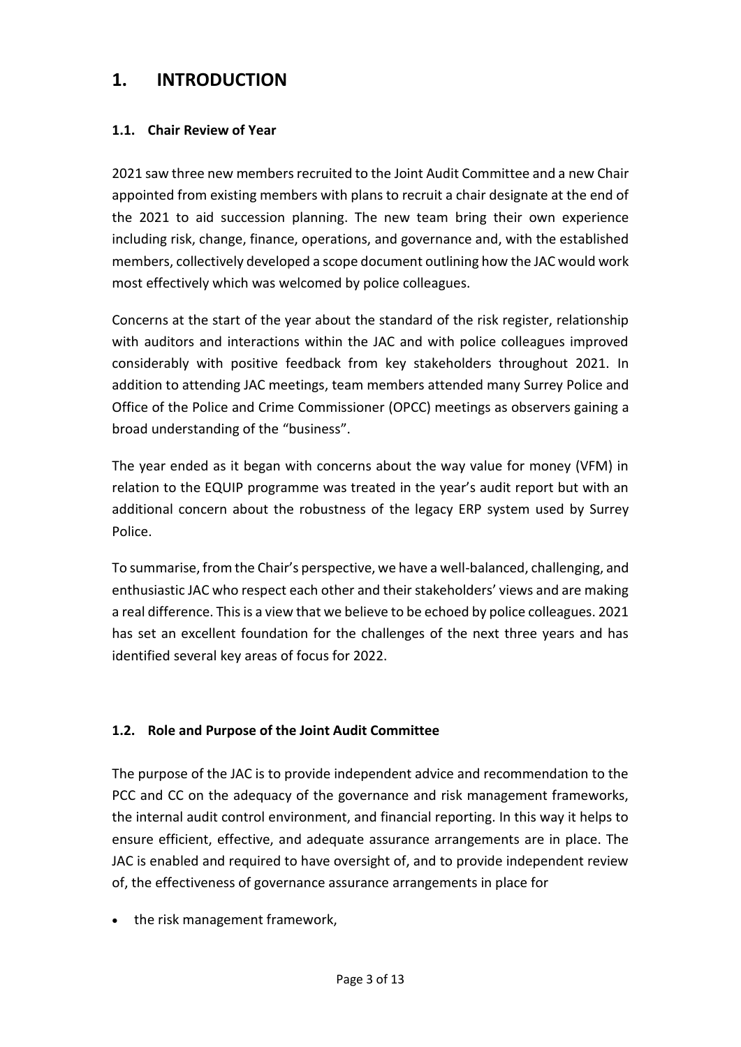# 1. INTRODUCTION

## 1.1. Chair Review of Year

2021 saw three new members recruited to the Joint Audit Committee and a new Chair appointed from existing members with plans to recruit a chair designate at the end of the 2021 to aid succession planning. The new team bring their own experience including risk, change, finance, operations, and governance and, with the established members, collectively developed a scope document outlining how the JAC would work most effectively which was welcomed by police colleagues.

Concerns at the start of the year about the standard of the risk register, relationship with auditors and interactions within the JAC and with police colleagues improved considerably with positive feedback from key stakeholders throughout 2021. In addition to attending JAC meetings, team members attended many Surrey Police and Office of the Police and Crime Commissioner (OPCC) meetings as observers gaining a broad understanding of the "business".

The year ended as it began with concerns about the way value for money (VFM) in relation to the EQUIP programme was treated in the year's audit report but with an additional concern about the robustness of the legacy ERP system used by Surrey Police.

To summarise, from the Chair's perspective, we have a well-balanced, challenging, and enthusiastic JAC who respect each other and their stakeholders' views and are making a real difference. This is a view that we believe to be echoed by police colleagues. 2021 has set an excellent foundation for the challenges of the next three years and has identified several key areas of focus for 2022.

## 1.2. Role and Purpose of the Joint Audit Committee

The purpose of the JAC is to provide independent advice and recommendation to the PCC and CC on the adequacy of the governance and risk management frameworks, the internal audit control environment, and financial reporting. In this way it helps to ensure efficient, effective, and adequate assurance arrangements are in place. The JAC is enabled and required to have oversight of, and to provide independent review of, the effectiveness of governance assurance arrangements in place for

- the risk management framework,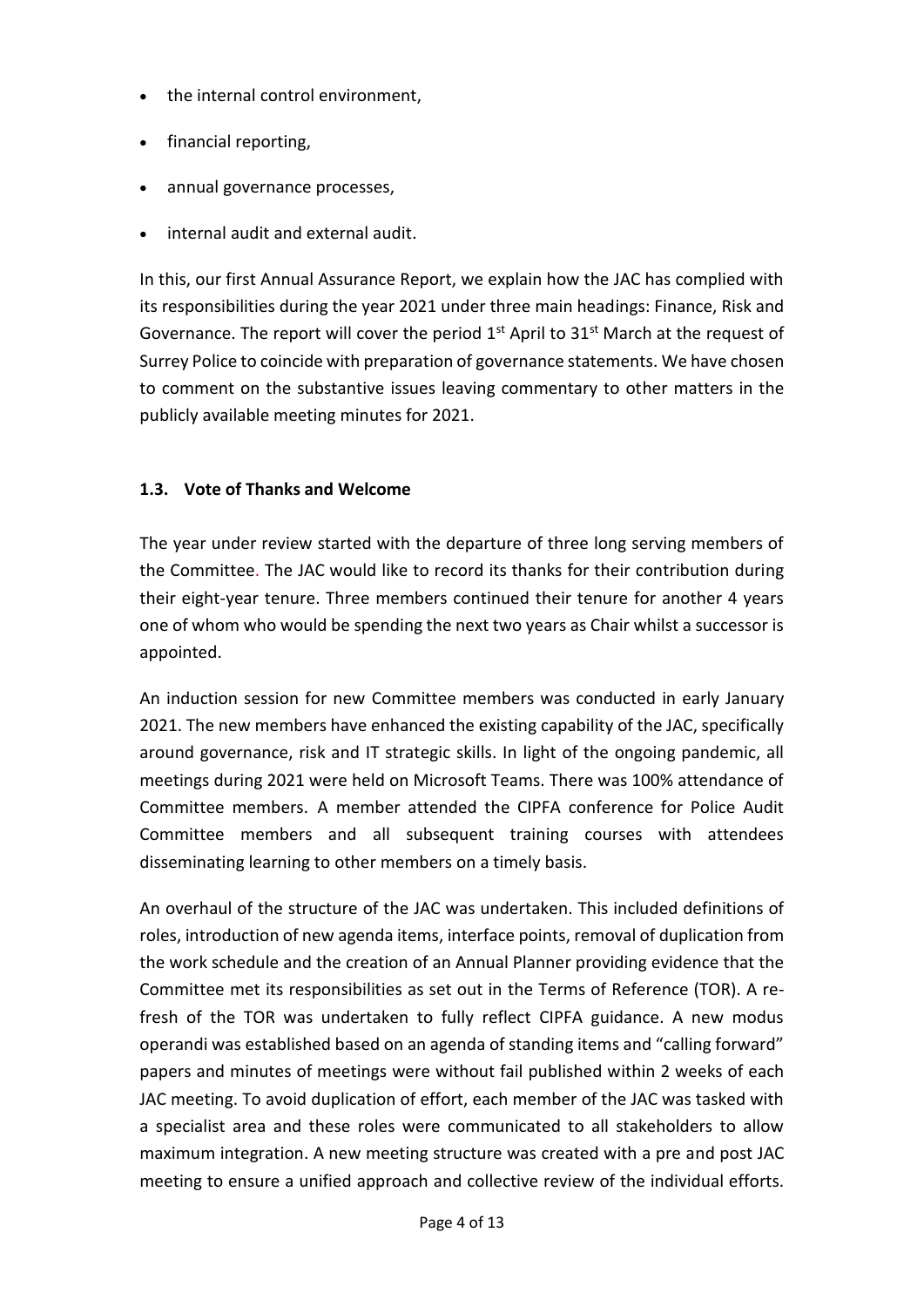- the internal control environment,
- financial reporting,
- annual governance processes,
- internal audit and external audit.

In this, our first Annual Assurance Report, we explain how the JAC has complied with its responsibilities during the year 2021 under three main headings: Finance, Risk and Governance. The report will cover the period 1st April to 31st March at the request of Surrey Police to coincide with preparation of governance statements. We have chosen to comment on the substantive issues leaving commentary to other matters in the publicly available meeting minutes for 2021.

### 1.3. Vote of Thanks and Welcome

The year under review started with the departure of three long serving members of the Committee. The JAC would like to record its thanks for their contribution during their eight-year tenure. Three members continued their tenure for another 4 years one of whom who would be spending the next two years as Chair whilst a successor is appointed.

An induction session for new Committee members was conducted in early January 2021. The new members have enhanced the existing capability of the JAC, specifically around governance, risk and IT strategic skills. In light of the ongoing pandemic, all meetings during 2021 were held on Microsoft Teams. There was 100% attendance of Committee members. A member attended the CIPFA conference for Police Audit Committee members and all subsequent training courses with attendees disseminating learning to other members on a timely basis.

An overhaul of the structure of the JAC was undertaken. This included definitions of roles, introduction of new agenda items, interface points, removal of duplication from the work schedule and the creation of an Annual Planner providing evidence that the Committee met its responsibilities as set out in the Terms of Reference (TOR). A re-fresh of the TOR was undertaken to fully reflect CIPFA guidance. A new modus operandi was established based on an agenda of standing items and "calling forward" papers and minutes of meetings were without fail published within 2 weeks of each JAC meeting. To avoid duplication of effort, each member of the JAC was tasked with a specialist area and these roles were communicated to all stakeholders to allow maximum integration. A new meeting structure was created with a pre and post JAC meeting to ensure a unified approach and collective review of the individual efforts.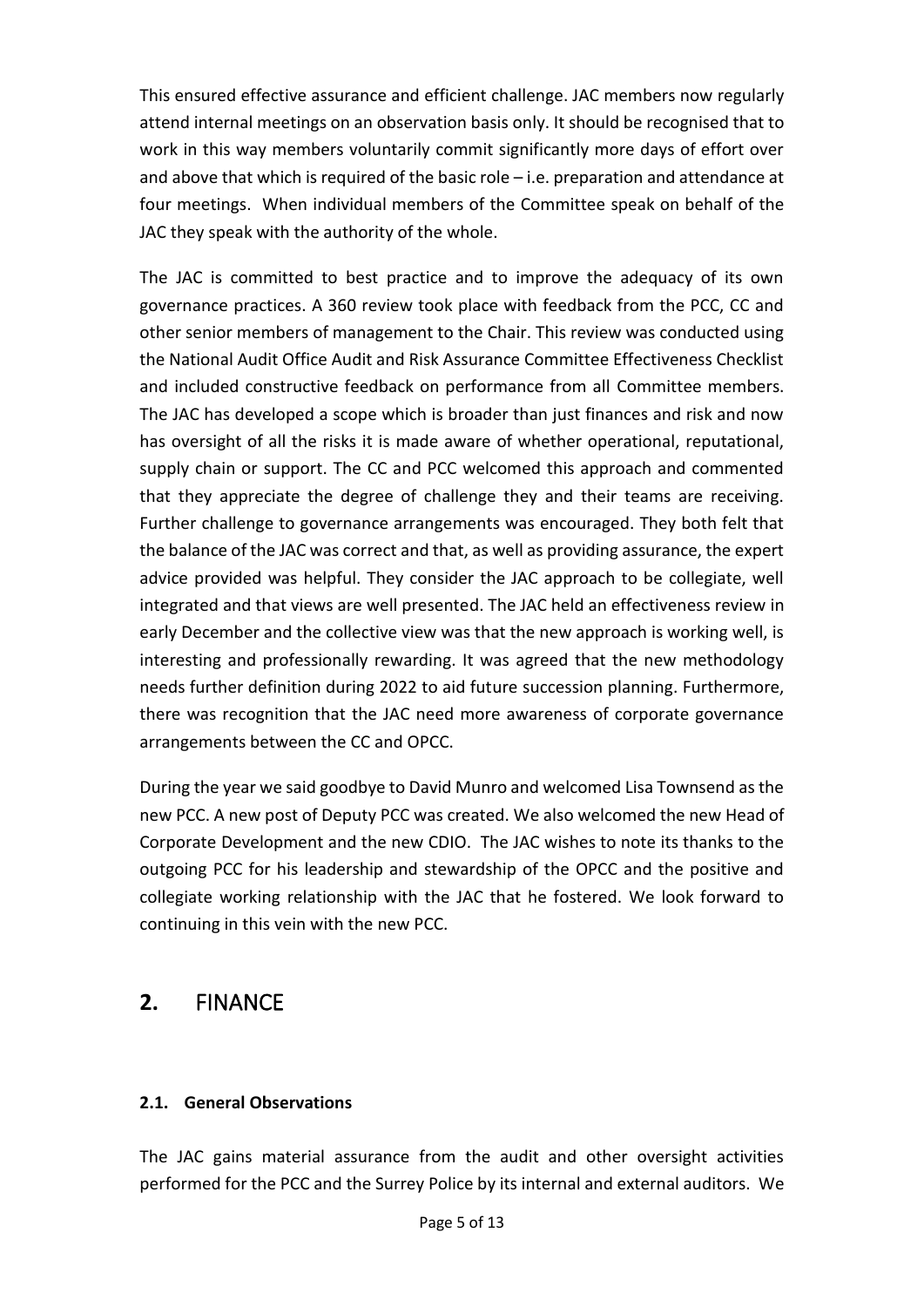This ensured effective assurance and efficient challenge. JAC members now regularly attend internal meetings on an observation basis only. It should be recognised that to work in this way members voluntarily commit significantly more days of effort over and above that which is required of the basic role – i.e. preparation and attendance at four meetings. When individual members of the Committee speak on behalf of the JAC they speak with the authority of the whole.

The JAC is committed to best practice and to improve the adequacy of its own governance practices. A 360 review took place with feedback from the PCC, CC and other senior members of management to the Chair. This review was conducted using the National Audit Office Audit and Risk Assurance Committee Effectiveness Checklist and included constructive feedback on performance from all Committee members. The JAC has developed a scope which is broader than just finances and risk and now has oversight of all the risks it is made aware of whether operational, reputational, supply chain or support. The CC and PCC welcomed this approach and commented that they appreciate the degree of challenge they and their teams are receiving. Further challenge to governance arrangements was encouraged. They both felt that the balance of the JAC was correct and that, as well as providing assurance, the expert advice provided was helpful. They consider the JAC approach to be collegiate, well integrated and that views are well presented. The JAC held an effectiveness review in early December and the collective view was that the new approach is working well, is interesting and professionally rewarding. It was agreed that the new methodology needs further definition during 2022 to aid future succession planning. Furthermore, there was recognition that the JAC need more awareness of corporate governance arrangements between the CC and OPCC.

During the year we said goodbye to David Munro and welcomed Lisa Townsend as the new PCC. A new post of Deputy PCC was created. We also welcomed the new Head of Corporate Development and the new CDIO. The JAC wishes to note its thanks to the outgoing PCC for his leadership and stewardship of the OPCC and the positive and collegiate working relationship with the JAC that he fostered. We look forward to continuing in this vein with the new PCC.

## 2. FINANCE

### 2.1. General Observations

The JAC gains material assurance from the audit and other oversight activities performed for the PCC and the Surrey Police by its internal and external auditors. We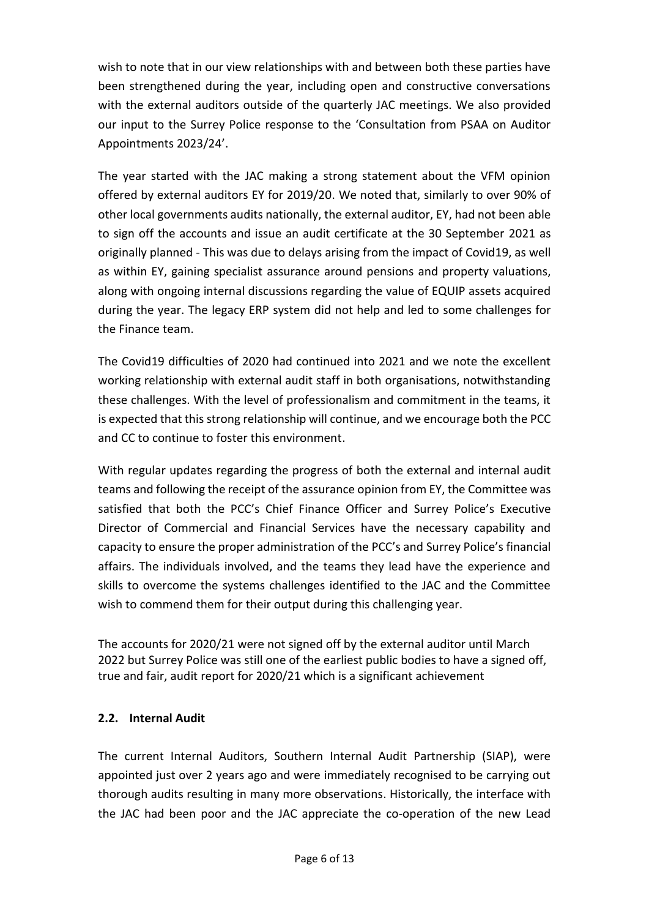wish to note that in our view relationships with and between both these parties have been strengthened during the year, including open and constructive conversations with the external auditors outside of the quarterly JAC meetings. We also provided our input to the Surrey Police response to the 'Consultation from PSAA on Auditor Appointments 2023/24'.

The year started with the JAC making a strong statement about the VFM opinion offered by external auditors EY for 2019/20. We noted that, similarly to over 90% of other local governments audits nationally, the external auditor, EY, had not been able to sign off the accounts and issue an audit certificate at the 30 September 2021 as originally planned - This was due to delays arising from the impact of Covid19, as well as within EY, gaining specialist assurance around pensions and property valuations, along with ongoing internal discussions regarding the value of EQUIP assets acquired during the year. The legacy ERP system did not help and led to some challenges for the Finance team.

The Covid19 difficulties of 2020 had continued into 2021 and we note the excellent working relationship with external audit staff in both organisations, notwithstanding these challenges. With the level of professionalism and commitment in the teams, it is expected that this strong relationship will continue, and we encourage both the PCC and CC to continue to foster this environment.

With regular updates regarding the progress of both the external and internal audit teams and following the receipt of the assurance opinion from EY, the Committee was satisfied that both the PCC's Chief Finance Officer and Surrey Police's Executive Director of Commercial and Financial Services have the necessary capability and capacity to ensure the proper administration of the PCC's and Surrey Police's financial affairs. The individuals involved, and the teams they lead have the experience and skills to overcome the systems challenges identified to the JAC and the Committee wish to commend them for their output during this challenging year.

The accounts for 2020/21 were not signed off by the external auditor until March 2022 but Surrey Police was still one of the earliest public bodies to have a signed off, true and fair, audit report for 2020/21 which is a significant achievement

### 2.2. Internal Audit

The current Internal Auditors, Southern Internal Audit Partnership (SIAP), were appointed just over 2 years ago and were immediately recognised to be carrying out thorough audits resulting in many more observations. Historically, the interface with the JAC had been poor and the JAC appreciate the co-operation of the new Lead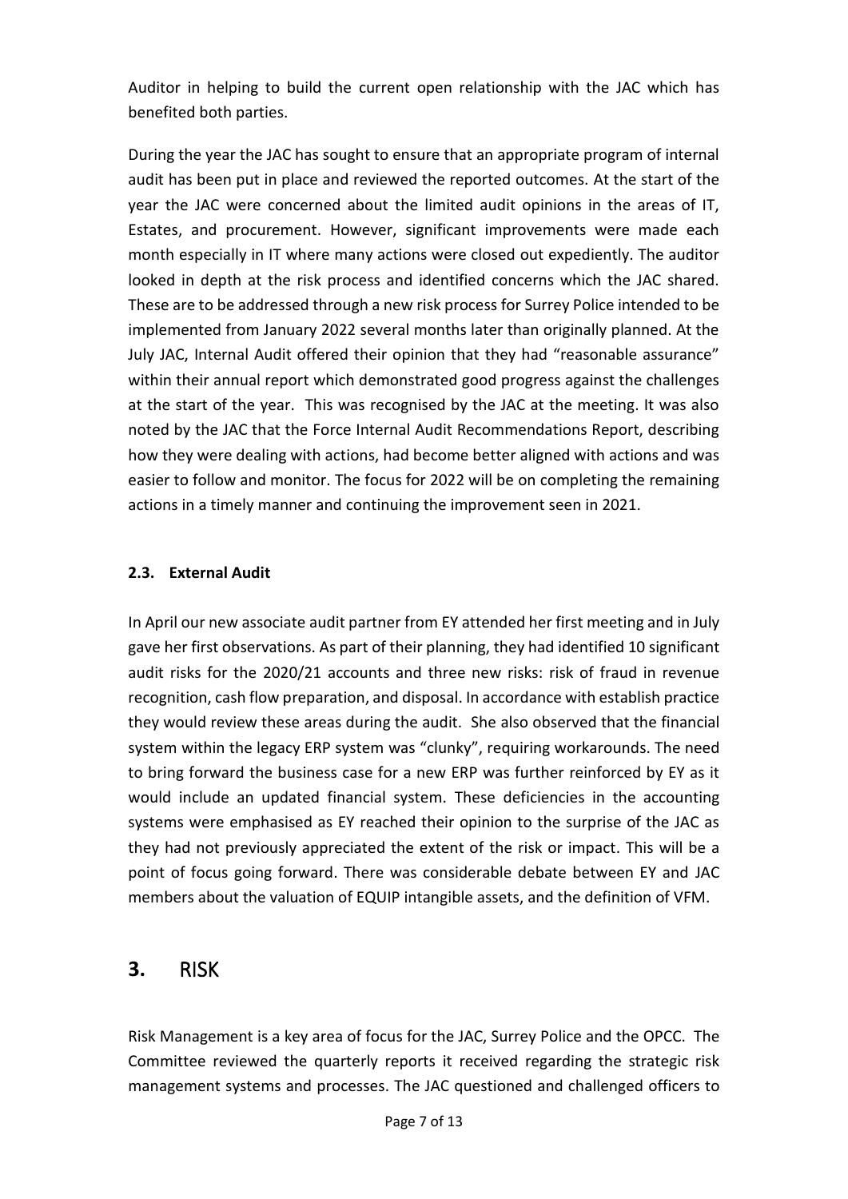Auditor in helping to build the current open relationship with the JAC which has benefited both parties.

During the year the JAC has sought to ensure that an appropriate program of internal audit has been put in place and reviewed the reported outcomes. At the start of the year the JAC were concerned about the limited audit opinions in the areas of IT, Estates, and procurement. However, significant improvements were made each month especially in IT where many actions were closed out expediently. The auditor looked in depth at the risk process and identified concerns which the JAC shared. These are to be addressed through a new risk process for Surrey Police intended to be implemented from January 2022 several months later than originally planned. At the July JAC, Internal Audit offered their opinion that they had "reasonable assurance" within their annual report which demonstrated good progress against the challenges at the start of the year. This was recognised by the JAC at the meeting. It was also noted by the JAC that the Force Internal Audit Recommendations Report, describing how they were dealing with actions, had become better aligned with actions and was easier to follow and monitor. The focus for 2022 will be on completing the remaining actions in a timely manner and continuing the improvement seen in 2021.

### 2.3. External Audit

In April our new associate audit partner from EY attended her first meeting and in July gave her first observations. As part of their planning, they had identified 10 significant audit risks for the 2020/21 accounts and three new risks: risk of fraud in revenue recognition, cash flow preparation, and disposal. In accordance with establish practice they would review these areas during the audit. She also observed that the financial system within the legacy ERP system was "clunky", requiring workarounds. The need to bring forward the business case for a new ERP was further reinforced by EY as it would include an updated financial system. These deficiencies in the accounting systems were emphasised as EY reached their opinion to the surprise of the JAC as they had not previously appreciated the extent of the risk or impact. This will be a point of focus going forward. There was considerable debate between EY and JAC members about the valuation of EQUIP intangible assets, and the definition of VFM.

## 3. RISK

Risk Management is a key area of focus for the JAC, Surrey Police and the OPCC. The Committee reviewed the quarterly reports it received regarding the strategic risk management systems and processes. The JAC questioned and challenged officers to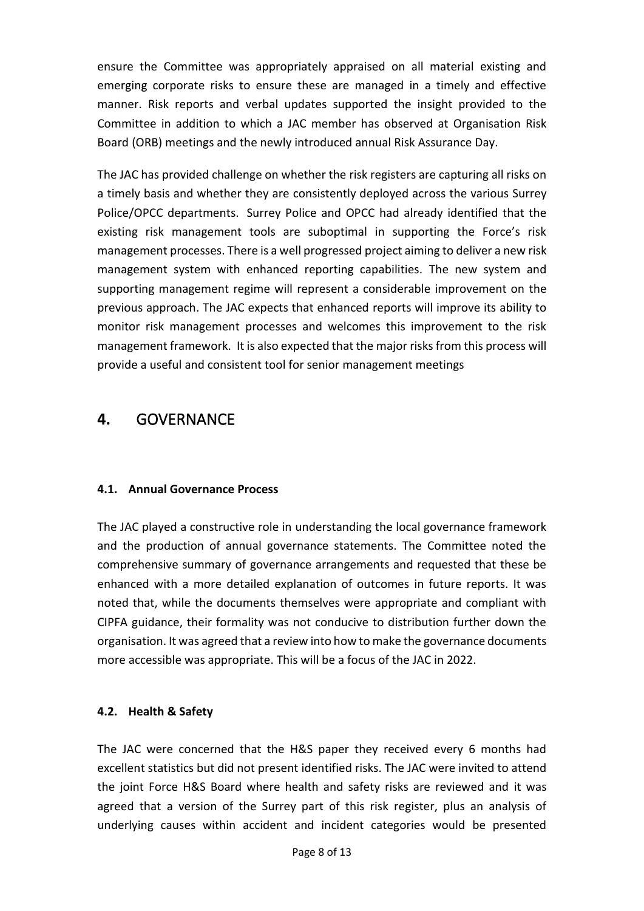ensure the Committee was appropriately appraised on all material existing and emerging corporate risks to ensure these are managed in a timely and effective manner. Risk reports and verbal updates supported the insight provided to the Committee in addition to which a JAC member has observed at Organisation Risk Board (ORB) meetings and the newly introduced annual Risk Assurance Day.

The JAC has provided challenge on whether the risk registers are capturing all risks on a timely basis and whether they are consistently deployed across the various Surrey Police/OPCC departments. Surrey Police and OPCC had already identified that the existing risk management tools are suboptimal in supporting the Force's risk management processes. There is a well progressed project aiming to deliver a new risk management system with enhanced reporting capabilities. The new system and supporting management regime will represent a considerable improvement on the previous approach. The JAC expects that enhanced reports will improve its ability to monitor risk management processes and welcomes this improvement to the risk management framework. It is also expected that the major risks from this process will provide a useful and consistent tool for senior management meetings

# 4. GOVERNANCE

### 4.1. Annual Governance Process

The JAC played a constructive role in understanding the local governance framework and the production of annual governance statements. The Committee noted the comprehensive summary of governance arrangements and requested that these be enhanced with a more detailed explanation of outcomes in future reports. It was noted that, while the documents themselves were appropriate and compliant with CIPFA guidance, their formality was not conducive to distribution further down the organisation. It was agreed that a review into how to make the governance documents more accessible was appropriate. This will be a focus of the JAC in 2022.

### 4.2. Health & Safety

The JAC were concerned that the H&S paper they received every 6 months had excellent statistics but did not present identified risks. The JAC were invited to attend the joint Force H&S Board where health and safety risks are reviewed and it was agreed that a version of the Surrey part of this risk register, plus an analysis of underlying causes within accident and incident categories would be presented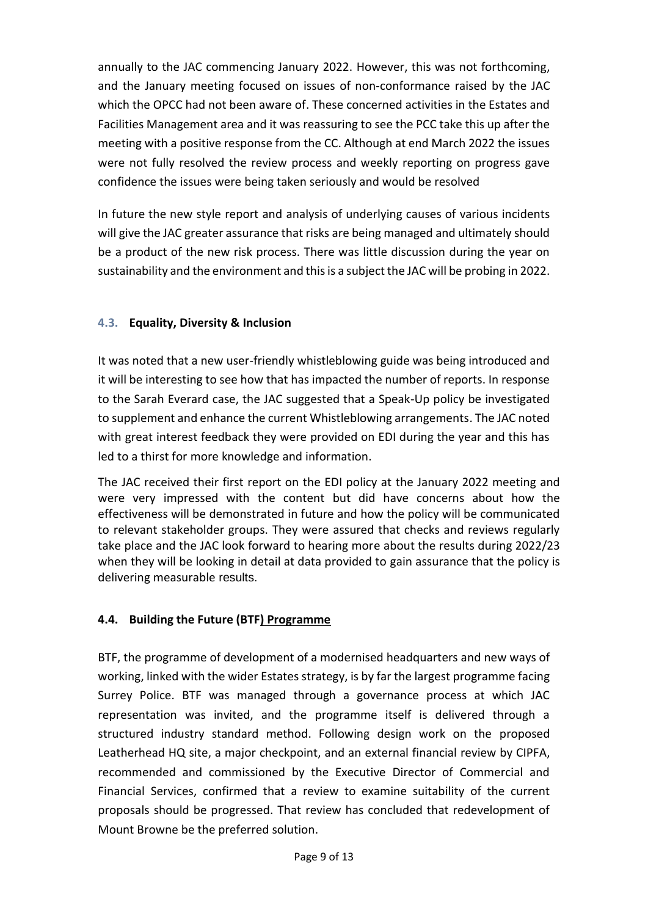annually to the JAC commencing January 2022. However, this was not forthcoming, and the January meeting focused on issues of non-conformance raised by the JAC which the OPCC had not been aware of. These concerned activities in the Estates and Facilities Management area and it was reassuring to see the PCC take this up after the meeting with a positive response from the CC. Although at end March 2022 the issues were not fully resolved the review process and weekly reporting on progress gave confidence the issues were being taken seriously and would be resolved

In future the new style report and analysis of underlying causes of various incidents will give the JAC greater assurance that risks are being managed and ultimately should be a product of the new risk process. There was little discussion during the year on sustainability and the environment and this is a subject the JAC will be probing in 2022.

### 4.3. Equality, Diversity & Inclusion

It was noted that a new user-friendly whistleblowing guide was being introduced and it will be interesting to see how that has impacted the number of reports. In response to the Sarah Everard case, the JAC suggested that a Speak-Up policy be investigated to supplement and enhance the current Whistleblowing arrangements. The JAC noted with great interest feedback they were provided on EDI during the year and this has led to a thirst for more knowledge and information.

The JAC received their first report on the EDI policy at the January 2022 meeting and were very impressed with the content but did have concerns about how the effectiveness will be demonstrated in future and how the policy will be communicated to relevant stakeholder groups. They were assured that checks and reviews regularly take place and the JAC look forward to hearing more about the results during 2022/23 when they will be looking in detail at data provided to gain assurance that the policy is delivering measurable results.

### 4.4. Building the Future (BTF) Programme

BTF, the programme of development of a modernised headquarters and new ways of working, linked with the wider Estates strategy, is by far the largest programme facing Surrey Police. BTF was managed through a governance process at which JAC representation was invited, and the programme itself is delivered through a structured industry standard method. Following design work on the proposed Leatherhead HQ site, a major checkpoint, and an external financial review by CIPFA, recommended and commissioned by the Executive Director of Commercial and Financial Services, confirmed that a review to examine suitability of the current proposals should be progressed. That review has concluded that redevelopment of Mount Browne be the preferred solution.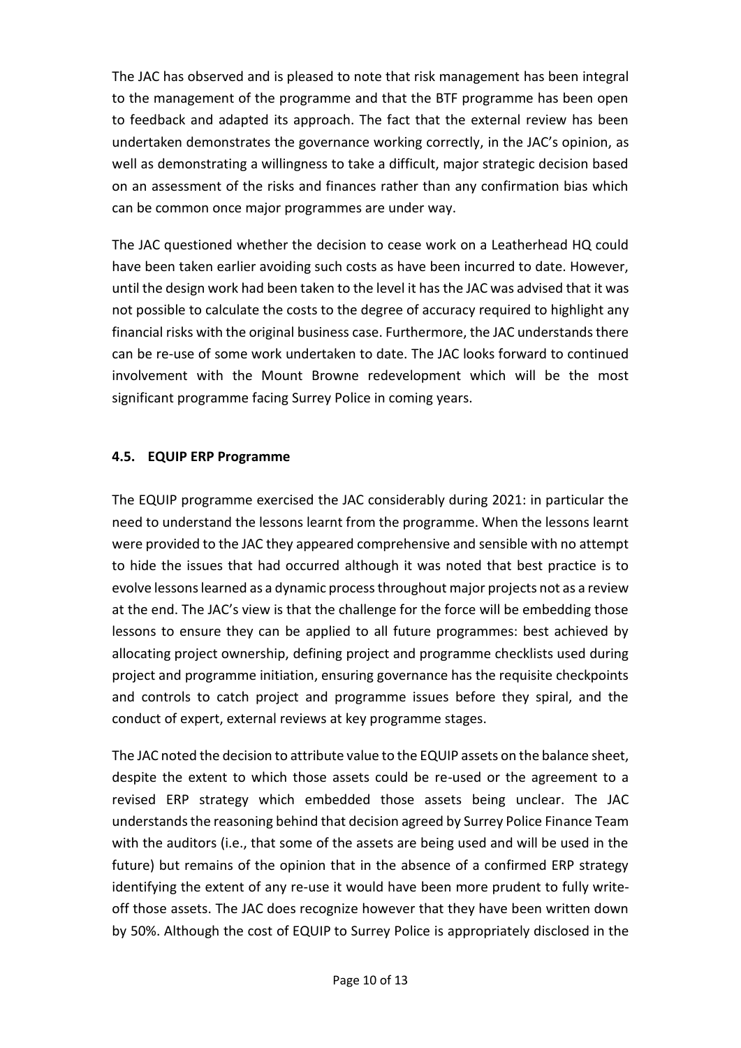The JAC has observed and is pleased to note that risk management has been integral to the management of the programme and that the BTF programme has been open to feedback and adapted its approach. The fact that the external review has been undertaken demonstrates the governance working correctly, in the JAC's opinion, as well as demonstrating a willingness to take a difficult, major strategic decision based on an assessment of the risks and finances rather than any confirmation bias which can be common once major programmes are under way.

The JAC questioned whether the decision to cease work on a Leatherhead HQ could have been taken earlier avoiding such costs as have been incurred to date. However, until the design work had been taken to the level it has the JAC was advised that it was not possible to calculate the costs to the degree of accuracy required to highlight any financial risks with the original business case. Furthermore, the JAC understands there can be re-use of some work undertaken to date. The JAC looks forward to continued involvement with the Mount Browne redevelopment which will be the most significant programme facing Surrey Police in coming years.

### 4.5. EQUIP ERP Programme

The EQUIP programme exercised the JAC considerably during 2021: in particular the need to understand the lessons learnt from the programme. When the lessons learnt were provided to the JAC they appeared comprehensive and sensible with no attempt to hide the issues that had occurred although it was noted that best practice is to evolve lessons learned as a dynamic process throughout major projects not as a review at the end. The JAC's view is that the challenge for the force will be embedding those lessons to ensure they can be applied to all future programmes: best achieved by allocating project ownership, defining project and programme checklists used during project and programme initiation, ensuring governance has the requisite checkpoints and controls to catch project and programme issues before they spiral, and the conduct of expert, external reviews at key programme stages.

The JAC noted the decision to attribute value to the EQUIP assets on the balance sheet, despite the extent to which those assets could be re-used or the agreement to a revised ERP strategy which embedded those assets being unclear. The JAC understands the reasoning behind that decision agreed by Surrey Police Finance Team with the auditors (i.e., that some of the assets are being used and will be used in the future) but remains of the opinion that in the absence of a confirmed ERP strategy identifying the extent of any re-use it would have been more prudent to fully write-off those assets. The JAC does recognize however that they have been written down by 50%. Although the cost of EQUIP to Surrey Police is appropriately disclosed in the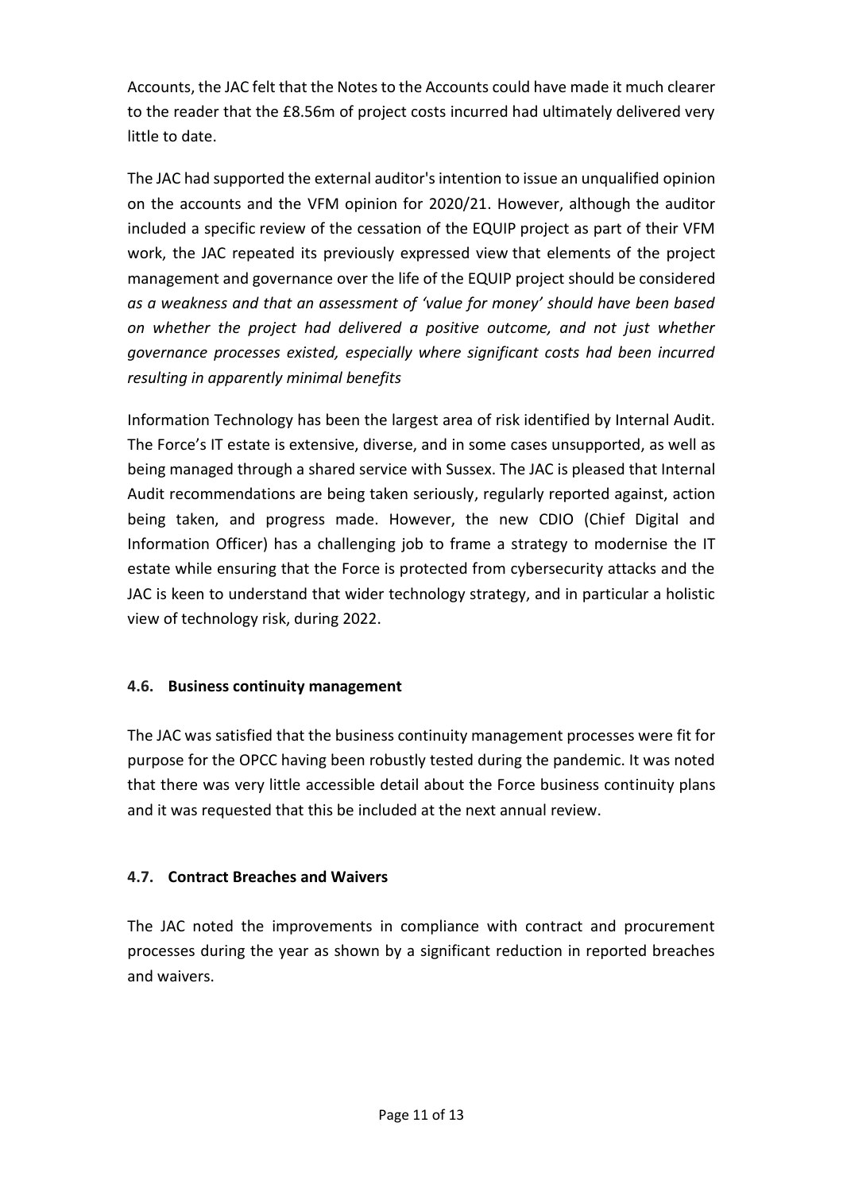Accounts, the JAC felt that the Notes to the Accounts could have made it much clearer to the reader that the £8.56m of project costs incurred had ultimately delivered very little to date.

The JAC had supported the external auditor's intention to issue an unqualified opinion on the accounts and the VFM opinion for 2020/21. However, although the auditor included a specific review of the cessation of the EQUIP project as part of their VFM work, the JAC repeated its previously expressed view that elements of the project management and governance over the life of the EQUIP project should be considered *as a weakness and that an assessment of 'value for money' should have been based on whether the project had delivered a positive outcome, and not just whether governance processes existed, especially where significant costs had been incurred resulting in apparently minimal benefits*

Information Technology has been the largest area of risk identified by Internal Audit. The Force's IT estate is extensive, diverse, and in some cases unsupported, as well as being managed through a shared service with Sussex. The JAC is pleased that Internal Audit recommendations are being taken seriously, regularly reported against, action being taken, and progress made. However, the new CDIO (Chief Digital and Information Officer) has a challenging job to frame a strategy to modernise the IT estate while ensuring that the Force is protected from cybersecurity attacks and the JAC is keen to understand that wider technology strategy, and in particular a holistic view of technology risk, during 2022.

### 4.6. Business continuity management

The JAC was satisfied that the business continuity management processes were fit for purpose for the OPCC having been robustly tested during the pandemic. It was noted that there was very little accessible detail about the Force business continuity plans and it was requested that this be included at the next annual review.

### 4.7. Contract Breaches and Waivers

The JAC noted the improvements in compliance with contract and procurement processes during the year as shown by a significant reduction in reported breaches and waivers.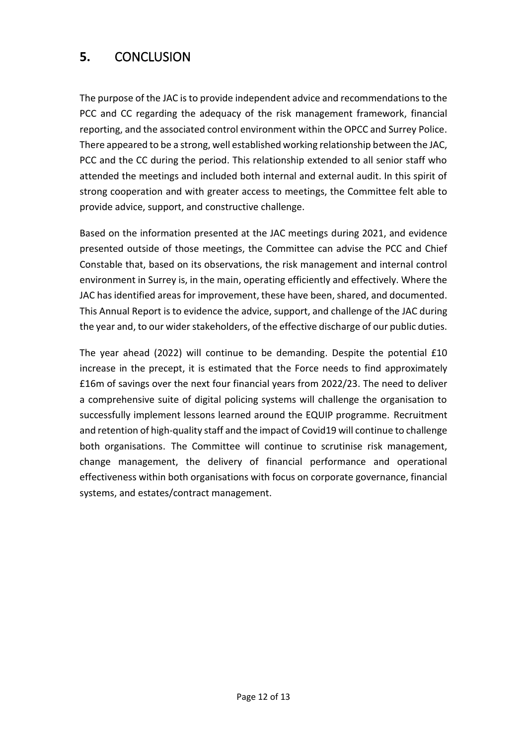## 5. CONCLUSION

The purpose of the JAC is to provide independent advice and recommendations to the PCC and CC regarding the adequacy of the risk management framework, financial reporting, and the associated control environment within the OPCC and Surrey Police. There appeared to be a strong, well established working relationship between the JAC, PCC and the CC during the period. This relationship extended to all senior staff who attended the meetings and included both internal and external audit. In this spirit of strong cooperation and with greater access to meetings, the Committee felt able to provide advice, support, and constructive challenge.

Based on the information presented at the JAC meetings during 2021, and evidence presented outside of those meetings, the Committee can advise the PCC and Chief Constable that, based on its observations, the risk management and internal control environment in Surrey is, in the main, operating efficiently and effectively. Where the JAC has identified areas for improvement, these have been, shared, and documented. This Annual Report is to evidence the advice, support, and challenge of the JAC during the year and, to our wider stakeholders, of the effective discharge of our public duties.

The year ahead (2022) will continue to be demanding. Despite the potential £10 increase in the precept, it is estimated that the Force needs to find approximately £16m of savings over the next four financial years from 2022/23. The need to deliver a comprehensive suite of digital policing systems will challenge the organisation to successfully implement lessons learned around the EQUIP programme. Recruitment and retention of high-quality staff and the impact of Covid19 will continue to challenge both organisations. The Committee will continue to scrutinise risk management, change management, the delivery of financial performance and operational effectiveness within both organisations with focus on corporate governance, financial systems, and estates/contract management.